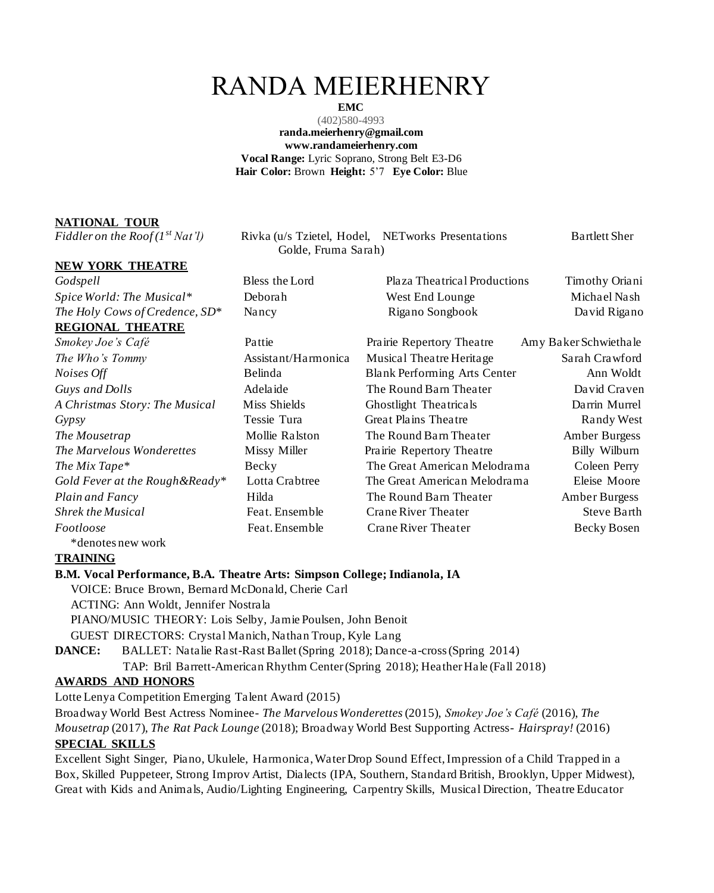# RANDA MEIERHENRY

**EMC**
(402)580-4993
**randa.meierhenry@gmail.com**
**www.randameierhenry.com**
**Vocal Range:** Lyric Soprano, Strong Belt E3-D6
**Hair Color:** Brown **Height:** 5'7 **Eye Color:** Blue

## NATIONAL TOUR

| | | | |
|---|---|---|---|
| *Fiddler on the Roof (1st Nat'l)* | Rivka (u/s Tzietel, Hodel, Golde, Fruma Sarah) | NETworks Presentations | Bartlett Sher |

## NEW YORK THEATRE

| | | | |
|---|---|---|---|
| *Godspell* | Bless the Lord | Plaza Theatrical Productions | Timothy Oriani |
| *Spice World: The Musical** | Deborah | West End Lounge | Michael Nash |
| *The Holy Cows of Credence, SD** | Nancy | Rigano Songbook | David Rigano |

## REGIONAL THEATRE

| | | | |
|---|---|---|---|
| *Smokey Joe's Café* | Pattie | Prairie Repertory Theatre | Amy Baker Schwiethale |
| *The Who's Tommy* | Assistant/Harmonica | Musical Theatre Heritage | Sarah Crawford |
| *Noises Off* | Belinda | Blank Performing Arts Center | Ann Woldt |
| *Guys and Dolls* | Adelaide | The Round Barn Theater | David Craven |
| *A Christmas Story: The Musical* | Miss Shields | Ghostlight Theatricals | Darrin Murrel |
| *Gypsy* | Tessie Tura | Great Plains Theatre | Randy West |
| *The Mousetrap* | Mollie Ralston | The Round Barn Theater | Amber Burgess |
| *The Marvelous Wonderettes* | Missy Miller | Prairie Repertory Theatre | Billy Wilburn |
| *The Mix Tape** | Becky | The Great American Melodrama | Coleen Perry |
| *Gold Fever at the Rough&Ready** | Lotta Crabtree | The Great American Melodrama | Eleise Moore |
| *Plain and Fancy* | Hilda | The Round Barn Theater | Amber Burgess |
| *Shrek the Musical* | Feat. Ensemble | Crane River Theater | Steve Barth |
| *Footloose* | Feat. Ensemble | Crane River Theater | Becky Bosen |

*denotes new work

## TRAINING

**B.M. Vocal Performance, B.A. Theatre Arts: Simpson College; Indianola, IA**

VOICE: Bruce Brown, Bernard McDonald, Cherie Carl
ACTING: Ann Woldt, Jennifer Nostrala
PIANO/MUSIC THEORY: Lois Selby, Jamie Poulsen, John Benoit
GUEST DIRECTORS: Crystal Manich, Nathan Troup, Kyle Lang

**DANCE:** BALLET: Natalie Rast-Rast Ballet (Spring 2018); Dance-a-cross (Spring 2014)
TAP: Bril Barrett-American Rhythm Center (Spring 2018); Heather Hale (Fall 2018)

## AWARDS AND HONORS

Lotte Lenya Competition Emerging Talent Award (2015)

Broadway World Best Actress Nominee- *The Marvelous Wonderettes* (2015), *Smokey Joe's Café* (2016), *The Mousetrap* (2017), *The Rat Pack Lounge* (2018); Broadway World Best Supporting Actress- *Hairspray!* (2016)

## SPECIAL SKILLS

Excellent Sight Singer, Piano, Ukulele, Harmonica, Water Drop Sound Effect, Impression of a Child Trapped in a Box, Skilled Puppeteer, Strong Improv Artist, Dialects (IPA, Southern, Standard British, Brooklyn, Upper Midwest), Great with Kids and Animals, Audio/Lighting Engineering, Carpentry Skills, Musical Direction, Theatre Educator